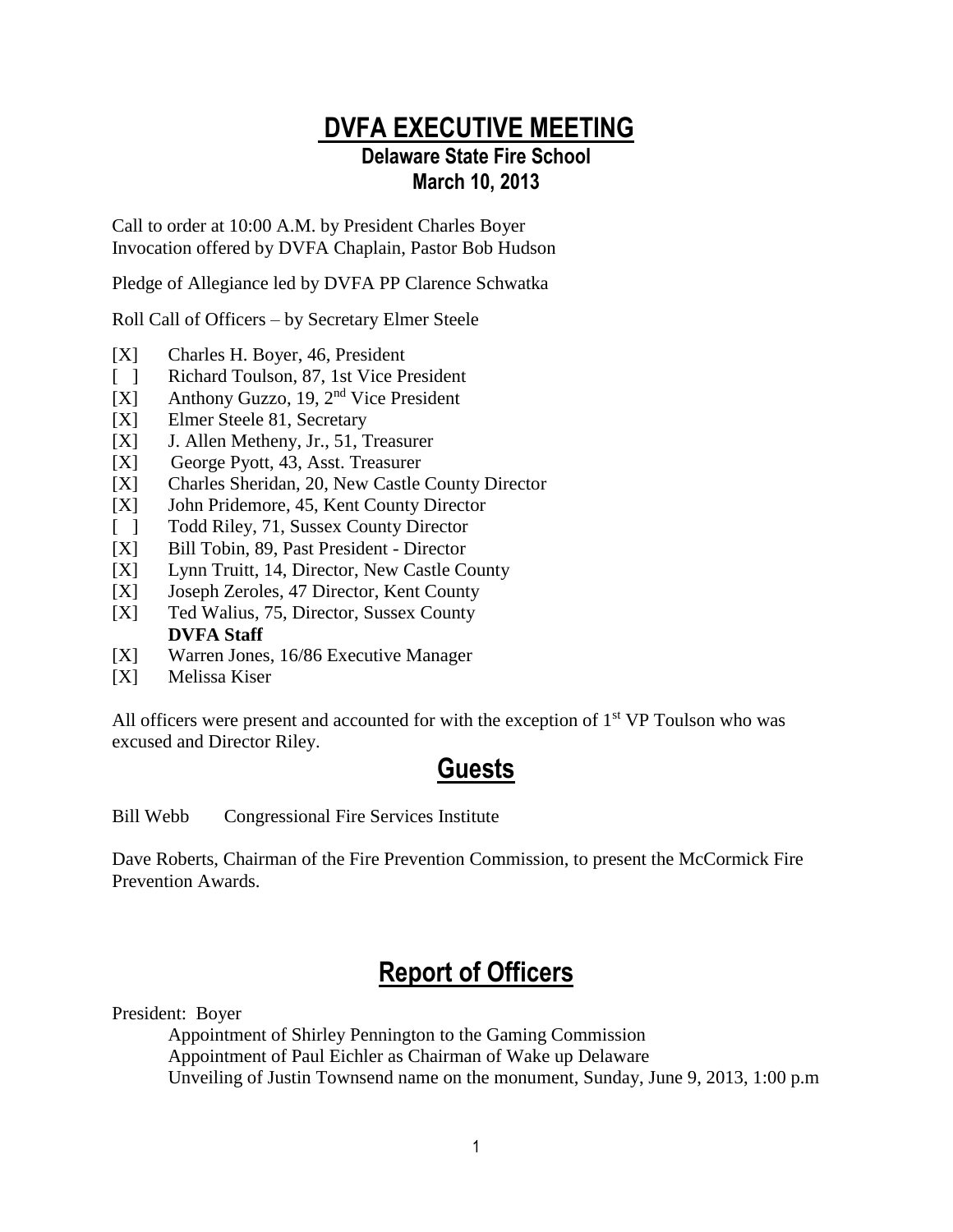# DVFA EXECUTIVE MEETING

### Delaware State Fire School
### March 10, 2013

Call to order at 10:00 A.M. by President Charles Boyer
Invocation offered by DVFA Chaplain, Pastor Bob Hudson

Pledge of Allegiance led by DVFA PP Clarence Schwatka

Roll Call of Officers – by Secretary Elmer Steele

[X] Charles H. Boyer, 46, President
[ ] Richard Toulson, 87, 1st Vice President
[X] Anthony Guzzo, 19, 2nd Vice President
[X] Elmer Steele 81, Secretary
[X] J. Allen Metheny, Jr., 51, Treasurer
[X] George Pyott, 43, Asst. Treasurer
[X] Charles Sheridan, 20, New Castle County Director
[X] John Pridemore, 45, Kent County Director
[ ] Todd Riley, 71, Sussex County Director
[X] Bill Tobin, 89, Past President - Director
[X] Lynn Truitt, 14, Director, New Castle County
[X] Joseph Zeroles, 47 Director, Kent County
[X] Ted Walius, 75, Director, Sussex County
**DVFA Staff**
[X] Warren Jones, 16/86 Executive Manager
[X] Melissa Kiser

All officers were present and accounted for with the exception of 1st VP Toulson who was excused and Director Riley.

## Guests

Bill Webb Congressional Fire Services Institute

Dave Roberts, Chairman of the Fire Prevention Commission, to present the McCormick Fire Prevention Awards.

## Report of Officers

President: Boyer

- Appointment of Shirley Pennington to the Gaming Commission
- Appointment of Paul Eichler as Chairman of Wake up Delaware
- Unveiling of Justin Townsend name on the monument, Sunday, June 9, 2013, 1:00 p.m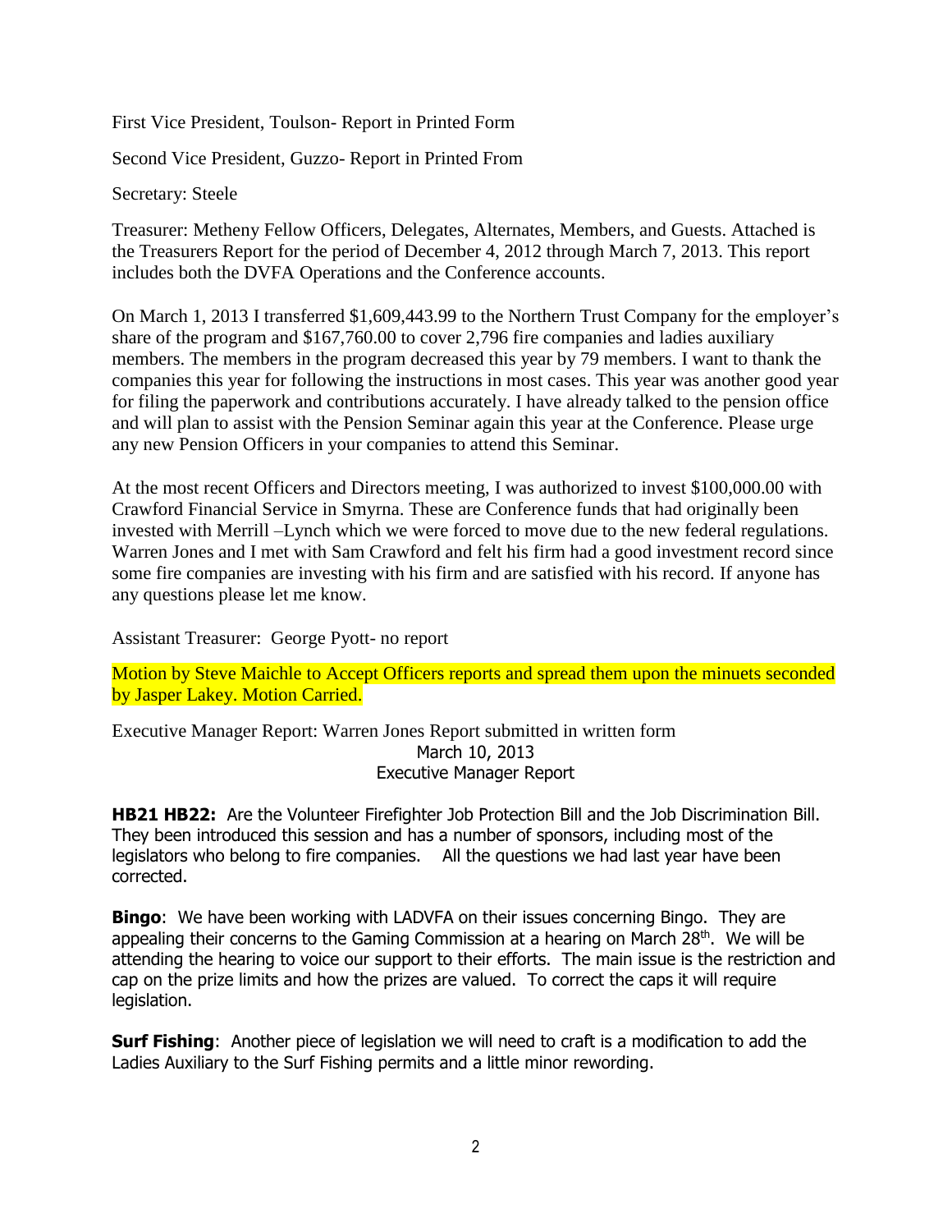First Vice President, Toulson- Report in Printed Form

Second Vice President, Guzzo- Report in Printed From

Secretary: Steele

Treasurer: Metheny Fellow Officers, Delegates, Alternates, Members, and Guests. Attached is the Treasurers Report for the period of December 4, 2012 through March 7, 2013. This report includes both the DVFA Operations and the Conference accounts.

On March 1, 2013 I transferred $1,609,443.99 to the Northern Trust Company for the employer's share of the program and $167,760.00 to cover 2,796 fire companies and ladies auxiliary members. The members in the program decreased this year by 79 members. I want to thank the companies this year for following the instructions in most cases. This year was another good year for filing the paperwork and contributions accurately. I have already talked to the pension office and will plan to assist with the Pension Seminar again this year at the Conference. Please urge any new Pension Officers in your companies to attend this Seminar.

At the most recent Officers and Directors meeting, I was authorized to invest $100,000.00 with Crawford Financial Service in Smyrna. These are Conference funds that had originally been invested with Merrill –Lynch which we were forced to move due to the new federal regulations. Warren Jones and I met with Sam Crawford and felt his firm had a good investment record since some fire companies are investing with his firm and are satisfied with his record. If anyone has any questions please let me know.

Assistant Treasurer: George Pyott- no report

Motion by Steve Maichle to Accept Officers reports and spread them upon the minuets seconded by Jasper Lakey. Motion Carried.

Executive Manager Report: Warren Jones Report submitted in written form

March 10, 2013

Executive Manager Report

**HB21 HB22:** Are the Volunteer Firefighter Job Protection Bill and the Job Discrimination Bill. They been introduced this session and has a number of sponsors, including most of the legislators who belong to fire companies. All the questions we had last year have been corrected.

**Bingo**: We have been working with LADVFA on their issues concerning Bingo. They are appealing their concerns to the Gaming Commission at a hearing on March 28th. We will be attending the hearing to voice our support to their efforts. The main issue is the restriction and cap on the prize limits and how the prizes are valued. To correct the caps it will require legislation.

**Surf Fishing**: Another piece of legislation we will need to craft is a modification to add the Ladies Auxiliary to the Surf Fishing permits and a little minor rewording.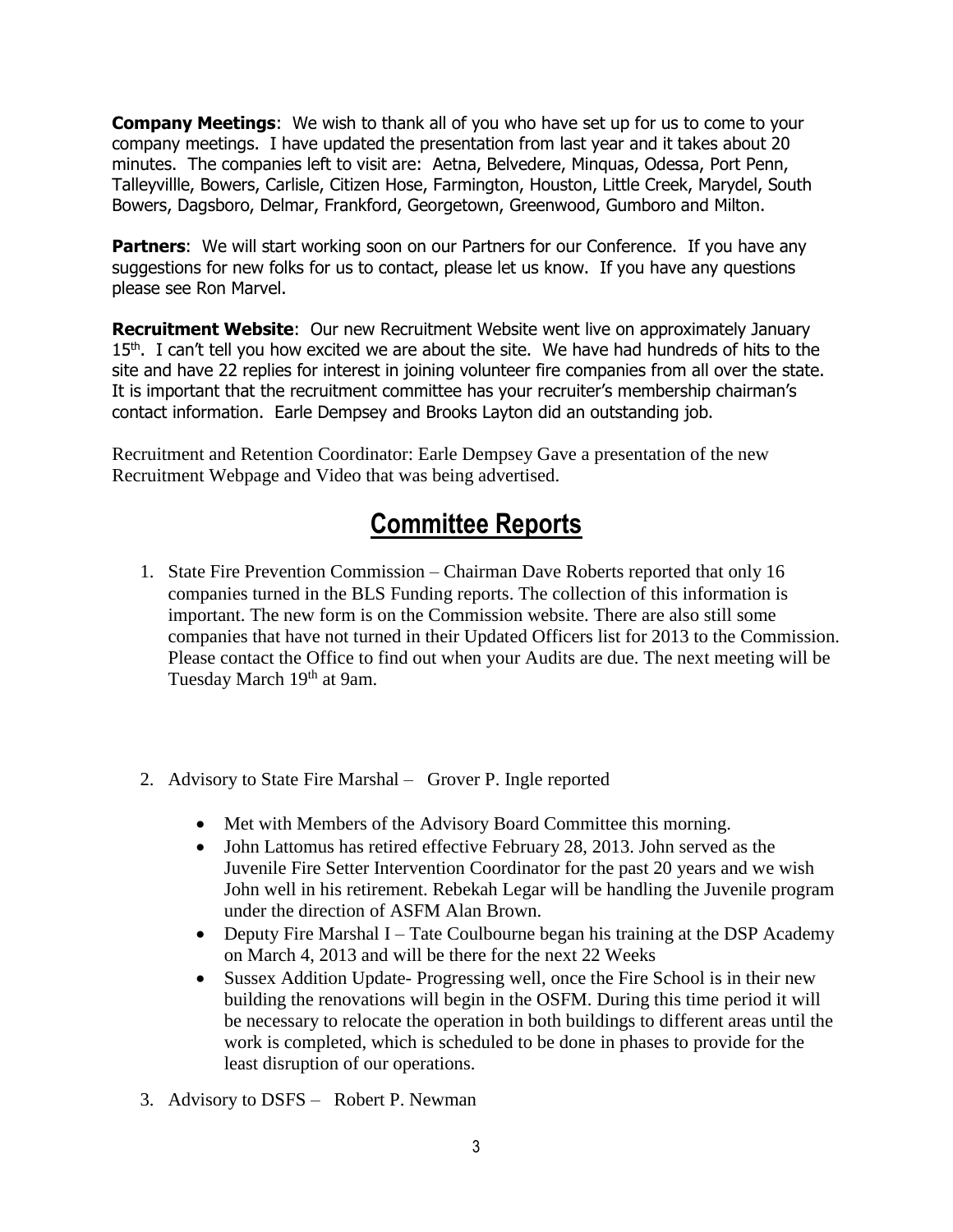**Company Meetings**: We wish to thank all of you who have set up for us to come to your company meetings. I have updated the presentation from last year and it takes about 20 minutes. The companies left to visit are: Aetna, Belvedere, Minquas, Odessa, Port Penn, Talleyvillle, Bowers, Carlisle, Citizen Hose, Farmington, Houston, Little Creek, Marydel, South Bowers, Dagsboro, Delmar, Frankford, Georgetown, Greenwood, Gumboro and Milton.

**Partners**: We will start working soon on our Partners for our Conference. If you have any suggestions for new folks for us to contact, please let us know. If you have any questions please see Ron Marvel.

**Recruitment Website**: Our new Recruitment Website went live on approximately January 15th. I can't tell you how excited we are about the site. We have had hundreds of hits to the site and have 22 replies for interest in joining volunteer fire companies from all over the state. It is important that the recruitment committee has your recruiter's membership chairman's contact information. Earle Dempsey and Brooks Layton did an outstanding job.

Recruitment and Retention Coordinator: Earle Dempsey Gave a presentation of the new Recruitment Webpage and Video that was being advertised.

## Committee Reports

1. State Fire Prevention Commission – Chairman Dave Roberts reported that only 16 companies turned in the BLS Funding reports. The collection of this information is important. The new form is on the Commission website. There are also still some companies that have not turned in their Updated Officers list for 2013 to the Commission. Please contact the Office to find out when your Audits are due. The next meeting will be Tuesday March 19th at 9am.

2. Advisory to State Fire Marshal – Grover P. Ingle reported
   - Met with Members of the Advisory Board Committee this morning.
   - John Lattomus has retired effective February 28, 2013. John served as the Juvenile Fire Setter Intervention Coordinator for the past 20 years and we wish John well in his retirement. Rebekah Legar will be handling the Juvenile program under the direction of ASFM Alan Brown.
   - Deputy Fire Marshal I – Tate Coulbourne began his training at the DSP Academy on March 4, 2013 and will be there for the next 22 Weeks
   - Sussex Addition Update- Progressing well, once the Fire School is in their new building the renovations will begin in the OSFM. During this time period it will be necessary to relocate the operation in both buildings to different areas until the work is completed, which is scheduled to be done in phases to provide for the least disruption of our operations.

3. Advisory to DSFS – Robert P. Newman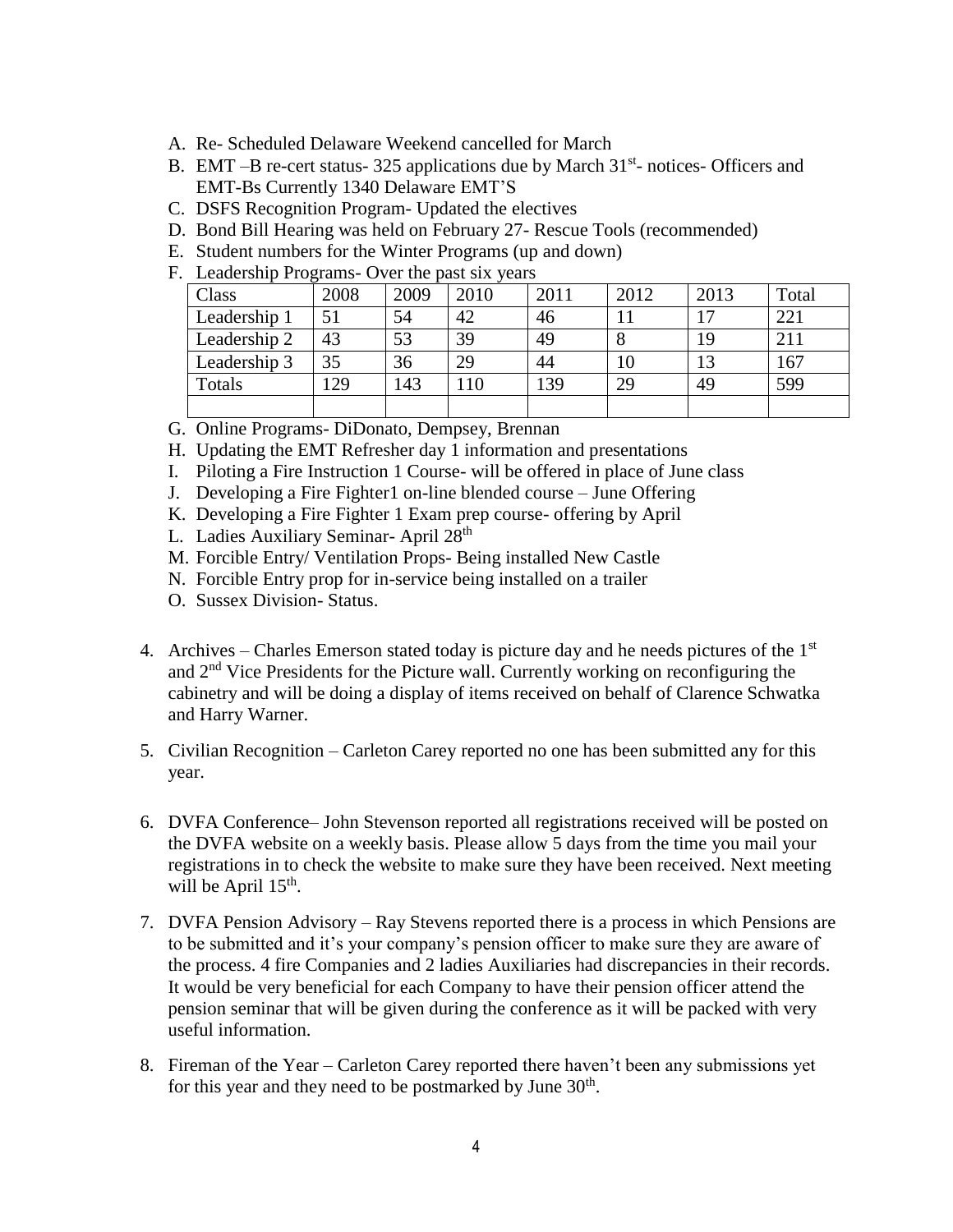A. Re- Scheduled Delaware Weekend cancelled for March
B. EMT –B re-cert status- 325 applications due by March 31st- notices- Officers and EMT-Bs Currently 1340 Delaware EMT'S
C. DSFS Recognition Program- Updated the electives
D. Bond Bill Hearing was held on February 27- Rescue Tools (recommended)
E. Student numbers for the Winter Programs (up and down)
F. Leadership Programs- Over the past six years

| Class | 2008 | 2009 | 2010 | 2011 | 2012 | 2013 | Total |
|---|---|---|---|---|---|---|---|
| Leadership 1 | 51 | 54 | 42 | 46 | 11 | 17 | 221 |
| Leadership 2 | 43 | 53 | 39 | 49 | 8 | 19 | 211 |
| Leadership 3 | 35 | 36 | 29 | 44 | 10 | 13 | 167 |
| Totals | 129 | 143 | 110 | 139 | 29 | 49 | 599 |
| | | | | | | | |

G. Online Programs- DiDonato, Dempsey, Brennan
H. Updating the EMT Refresher day 1 information and presentations
I. Piloting a Fire Instruction 1 Course- will be offered in place of June class
J. Developing a Fire Fighter1 on-line blended course – June Offering
K. Developing a Fire Fighter 1 Exam prep course- offering by April
L. Ladies Auxiliary Seminar- April 28th
M. Forcible Entry/ Ventilation Props- Being installed New Castle
N. Forcible Entry prop for in-service being installed on a trailer
O. Sussex Division- Status.

4. Archives – Charles Emerson stated today is picture day and he needs pictures of the 1st and 2nd Vice Presidents for the Picture wall. Currently working on reconfiguring the cabinetry and will be doing a display of items received on behalf of Clarence Schwatka and Harry Warner.

5. Civilian Recognition – Carleton Carey reported no one has been submitted any for this year.

6. DVFA Conference– John Stevenson reported all registrations received will be posted on the DVFA website on a weekly basis. Please allow 5 days from the time you mail your registrations in to check the website to make sure they have been received. Next meeting will be April 15th.

7. DVFA Pension Advisory – Ray Stevens reported there is a process in which Pensions are to be submitted and it's your company's pension officer to make sure they are aware of the process. 4 fire Companies and 2 ladies Auxiliaries had discrepancies in their records. It would be very beneficial for each Company to have their pension officer attend the pension seminar that will be given during the conference as it will be packed with very useful information.

8. Fireman of the Year – Carleton Carey reported there haven't been any submissions yet for this year and they need to be postmarked by June 30th.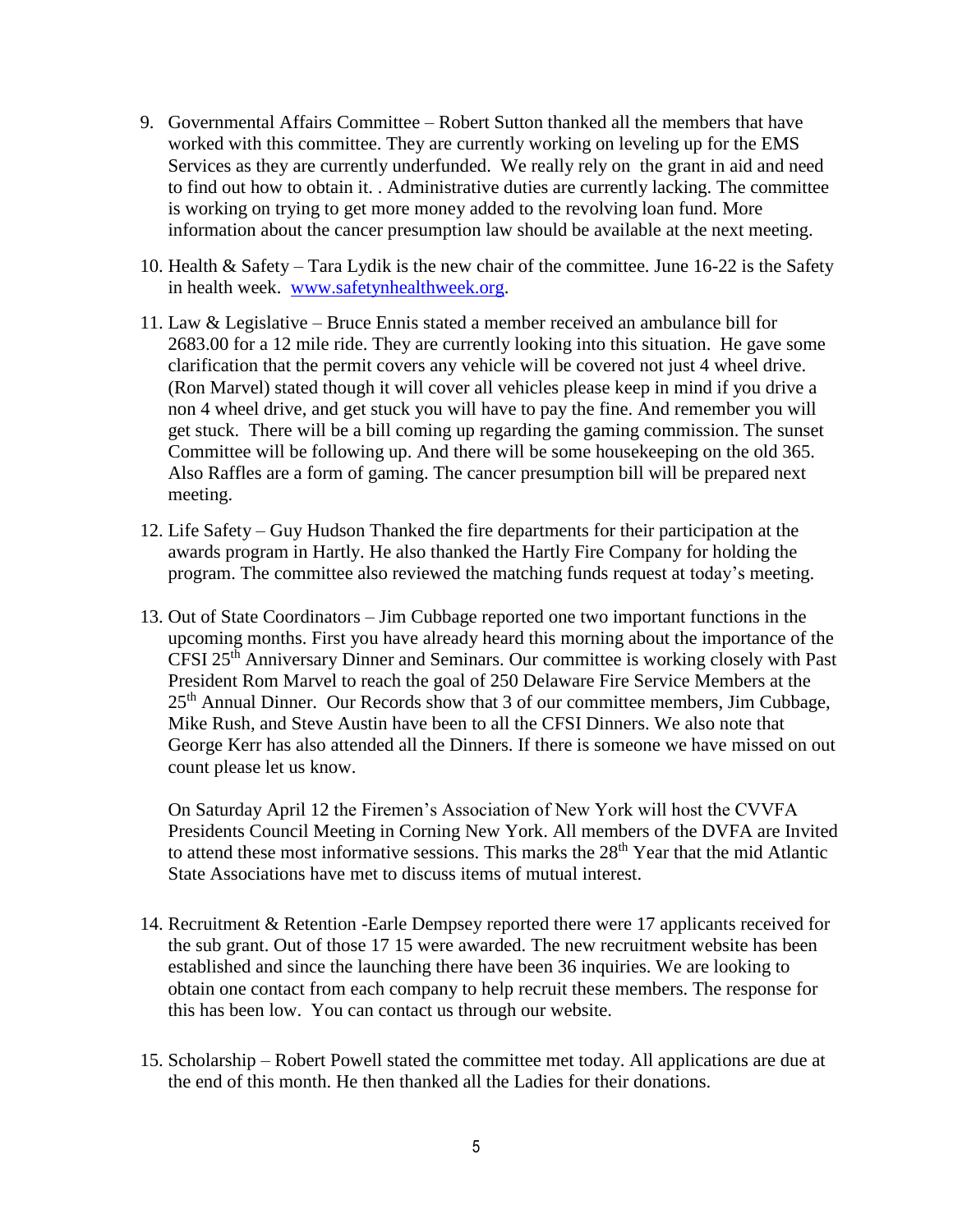9. Governmental Affairs Committee – Robert Sutton thanked all the members that have worked with this committee. They are currently working on leveling up for the EMS Services as they are currently underfunded. We really rely on the grant in aid and need to find out how to obtain it. . Administrative duties are currently lacking. The committee is working on trying to get more money added to the revolving loan fund. More information about the cancer presumption law should be available at the next meeting.

10. Health & Safety – Tara Lydik is the new chair of the committee. June 16-22 is the Safety in health week. www.safetynhealthweek.org.

11. Law & Legislative – Bruce Ennis stated a member received an ambulance bill for 2683.00 for a 12 mile ride. They are currently looking into this situation. He gave some clarification that the permit covers any vehicle will be covered not just 4 wheel drive. (Ron Marvel) stated though it will cover all vehicles please keep in mind if you drive a non 4 wheel drive, and get stuck you will have to pay the fine. And remember you will get stuck. There will be a bill coming up regarding the gaming commission. The sunset Committee will be following up. And there will be some housekeeping on the old 365. Also Raffles are a form of gaming. The cancer presumption bill will be prepared next meeting.

12. Life Safety – Guy Hudson Thanked the fire departments for their participation at the awards program in Hartly. He also thanked the Hartly Fire Company for holding the program. The committee also reviewed the matching funds request at today's meeting.

13. Out of State Coordinators – Jim Cubbage reported one two important functions in the upcoming months. First you have already heard this morning about the importance of the CFSI 25th Anniversary Dinner and Seminars. Our committee is working closely with Past President Rom Marvel to reach the goal of 250 Delaware Fire Service Members at the 25th Annual Dinner. Our Records show that 3 of our committee members, Jim Cubbage, Mike Rush, and Steve Austin have been to all the CFSI Dinners. We also note that George Kerr has also attended all the Dinners. If there is someone we have missed on out count please let us know.

    On Saturday April 12 the Firemen's Association of New York will host the CVVFA Presidents Council Meeting in Corning New York. All members of the DVFA are Invited to attend these most informative sessions. This marks the 28th Year that the mid Atlantic State Associations have met to discuss items of mutual interest.

14. Recruitment & Retention -Earle Dempsey reported there were 17 applicants received for the sub grant. Out of those 17 15 were awarded. The new recruitment website has been established and since the launching there have been 36 inquiries. We are looking to obtain one contact from each company to help recruit these members. The response for this has been low. You can contact us through our website.

15. Scholarship – Robert Powell stated the committee met today. All applications are due at the end of this month. He then thanked all the Ladies for their donations.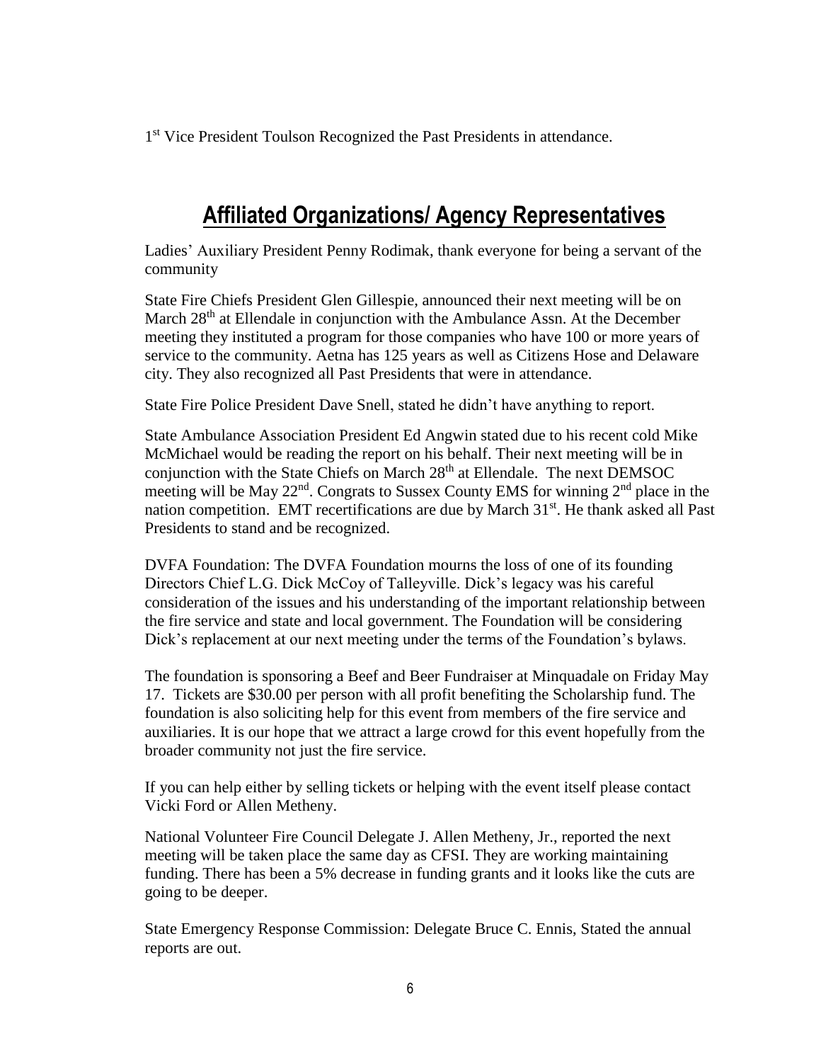1st Vice President Toulson Recognized the Past Presidents in attendance.

## Affiliated Organizations/ Agency Representatives

Ladies' Auxiliary President Penny Rodimak, thank everyone for being a servant of the community

State Fire Chiefs President Glen Gillespie, announced their next meeting will be on March 28th at Ellendale in conjunction with the Ambulance Assn. At the December meeting they instituted a program for those companies who have 100 or more years of service to the community. Aetna has 125 years as well as Citizens Hose and Delaware city. They also recognized all Past Presidents that were in attendance.

State Fire Police President Dave Snell, stated he didn't have anything to report.

State Ambulance Association President Ed Angwin stated due to his recent cold Mike McMichael would be reading the report on his behalf. Their next meeting will be in conjunction with the State Chiefs on March 28th at Ellendale. The next DEMSOC meeting will be May 22nd. Congrats to Sussex County EMS for winning 2nd place in the nation competition. EMT recertifications are due by March 31st. He thank asked all Past Presidents to stand and be recognized.

DVFA Foundation: The DVFA Foundation mourns the loss of one of its founding Directors Chief L.G. Dick McCoy of Talleyville. Dick's legacy was his careful consideration of the issues and his understanding of the important relationship between the fire service and state and local government. The Foundation will be considering Dick's replacement at our next meeting under the terms of the Foundation's bylaws.

The foundation is sponsoring a Beef and Beer Fundraiser at Minquadale on Friday May 17. Tickets are $30.00 per person with all profit benefiting the Scholarship fund. The foundation is also soliciting help for this event from members of the fire service and auxiliaries. It is our hope that we attract a large crowd for this event hopefully from the broader community not just the fire service.

If you can help either by selling tickets or helping with the event itself please contact Vicki Ford or Allen Metheny.

National Volunteer Fire Council Delegate J. Allen Metheny, Jr., reported the next meeting will be taken place the same day as CFSI. They are working maintaining funding. There has been a 5% decrease in funding grants and it looks like the cuts are going to be deeper.

State Emergency Response Commission: Delegate Bruce C. Ennis, Stated the annual reports are out.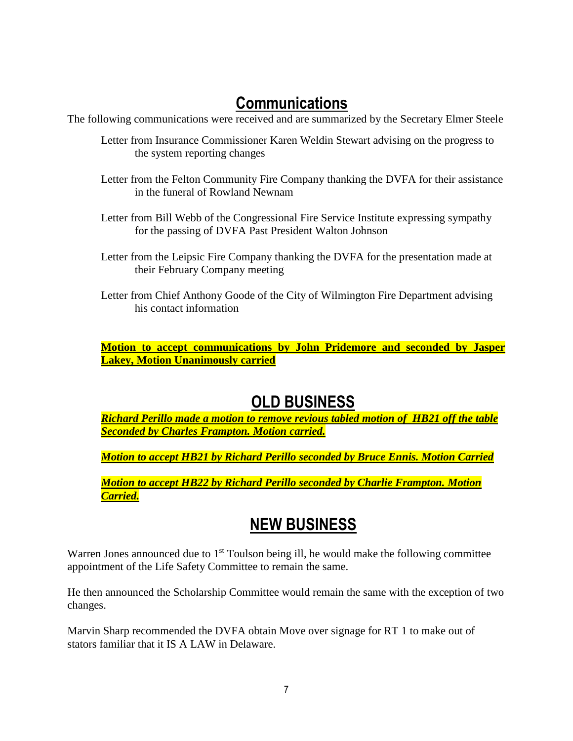## Communications

The following communications were received and are summarized by the Secretary Elmer Steele

Letter from Insurance Commissioner Karen Weldin Stewart advising on the progress to the system reporting changes

Letter from the Felton Community Fire Company thanking the DVFA for their assistance in the funeral of Rowland Newnam

Letter from Bill Webb of the Congressional Fire Service Institute expressing sympathy for the passing of DVFA Past President Walton Johnson

Letter from the Leipsic Fire Company thanking the DVFA for the presentation made at their February Company meeting

Letter from Chief Anthony Goode of the City of Wilmington Fire Department advising his contact information

**Motion to accept communications by John Pridemore and seconded by Jasper Lakey, Motion Unanimously carried**

## OLD BUSINESS

***Richard Perillo made a motion to remove revious tabled motion of HB21 off the table Seconded by Charles Frampton. Motion carried.***

***Motion to accept HB21 by Richard Perillo seconded by Bruce Ennis. Motion Carried***

***Motion to accept HB22 by Richard Perillo seconded by Charlie Frampton. Motion Carried.***

## NEW BUSINESS

Warren Jones announced due to 1st Toulson being ill, he would make the following committee appointment of the Life Safety Committee to remain the same.

He then announced the Scholarship Committee would remain the same with the exception of two changes.

Marvin Sharp recommended the DVFA obtain Move over signage for RT 1 to make out of stators familiar that it IS A LAW in Delaware.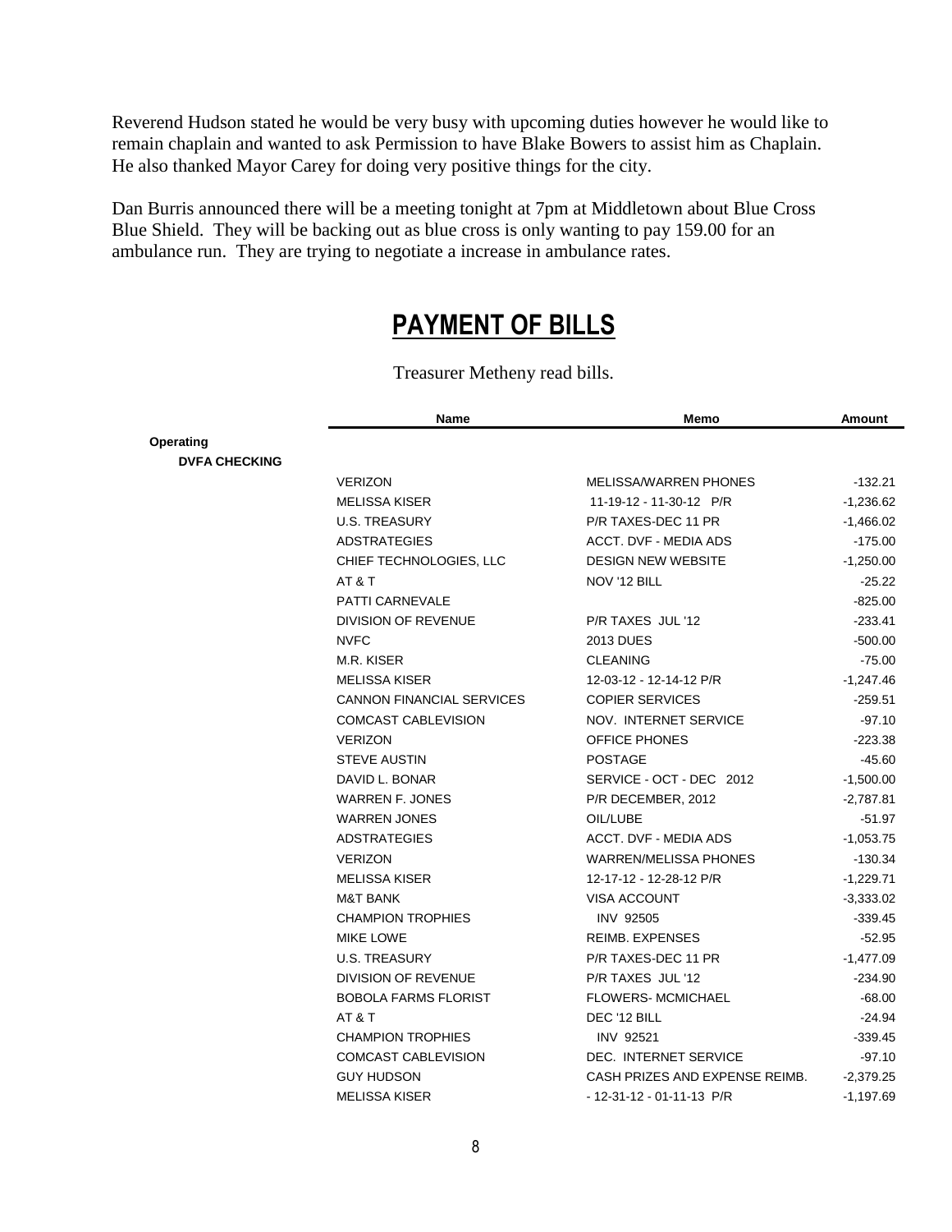Reverend Hudson stated he would be very busy with upcoming duties however he would like to remain chaplain and wanted to ask Permission to have Blake Bowers to assist him as Chaplain. He also thanked Mayor Carey for doing very positive things for the city.

Dan Burris announced there will be a meeting tonight at 7pm at Middletown about Blue Cross Blue Shield. They will be backing out as blue cross is only wanting to pay 159.00 for an ambulance run. They are trying to negotiate a increase in ambulance rates.

# PAYMENT OF BILLS

Treasurer Metheny read bills.

| | Name | Memo | Amount |
|---|---|---|---|
| **Operating** | | | |
| **DVFA CHECKING** | | | |
| | VERIZON | MELISSA/WARREN PHONES | -132.21 |
| | MELISSA KISER | 11-19-12 - 11-30-12 P/R | -1,236.62 |
| | U.S. TREASURY | P/R TAXES-DEC 11 PR | -1,466.02 |
| | ADSTRATEGIES | ACCT. DVF - MEDIA ADS | -175.00 |
| | CHIEF TECHNOLOGIES, LLC | DESIGN NEW WEBSITE | -1,250.00 |
| | AT & T | NOV '12 BILL | -25.22 |
| | PATTI CARNEVALE | | -825.00 |
| | DIVISION OF REVENUE | P/R TAXES JUL '12 | -233.41 |
| | NVFC | 2013 DUES | -500.00 |
| | M.R. KISER | CLEANING | -75.00 |
| | MELISSA KISER | 12-03-12 - 12-14-12 P/R | -1,247.46 |
| | CANNON FINANCIAL SERVICES | COPIER SERVICES | -259.51 |
| | COMCAST CABLEVISION | NOV. INTERNET SERVICE | -97.10 |
| | VERIZON | OFFICE PHONES | -223.38 |
| | STEVE AUSTIN | POSTAGE | -45.60 |
| | DAVID L. BONAR | SERVICE - OCT - DEC 2012 | -1,500.00 |
| | WARREN F. JONES | P/R DECEMBER, 2012 | -2,787.81 |
| | WARREN JONES | OIL/LUBE | -51.97 |
| | ADSTRATEGIES | ACCT. DVF - MEDIA ADS | -1,053.75 |
| | VERIZON | WARREN/MELISSA PHONES | -130.34 |
| | MELISSA KISER | 12-17-12 - 12-28-12 P/R | -1,229.71 |
| | M&T BANK | VISA ACCOUNT | -3,333.02 |
| | CHAMPION TROPHIES | INV 92505 | -339.45 |
| | MIKE LOWE | REIMB. EXPENSES | -52.95 |
| | U.S. TREASURY | P/R TAXES-DEC 11 PR | -1,477.09 |
| | DIVISION OF REVENUE | P/R TAXES JUL '12 | -234.90 |
| | BOBOLA FARMS FLORIST | FLOWERS- MCMICHAEL | -68.00 |
| | AT & T | DEC '12 BILL | -24.94 |
| | CHAMPION TROPHIES | INV 92521 | -339.45 |
| | COMCAST CABLEVISION | DEC. INTERNET SERVICE | -97.10 |
| | GUY HUDSON | CASH PRIZES AND EXPENSE REIMB. | -2,379.25 |
| | MELISSA KISER | - 12-31-12 - 01-11-13 P/R | -1,197.69 |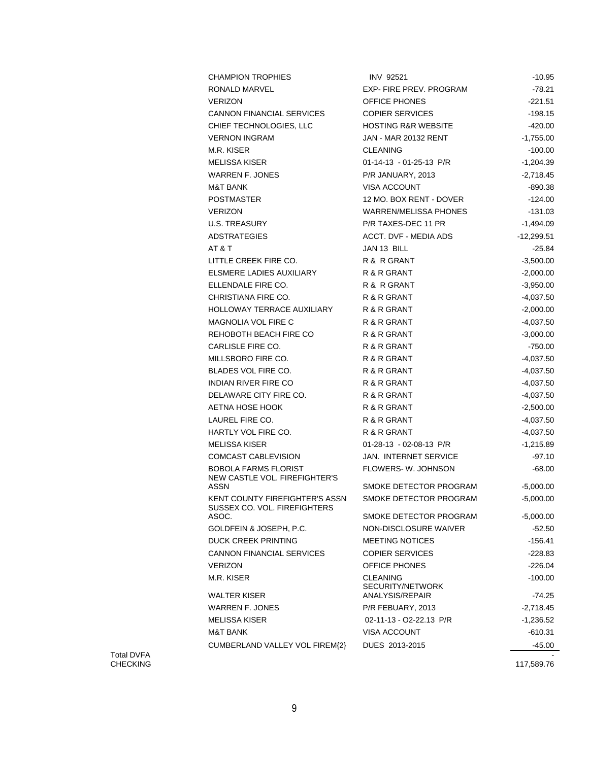| | | | |
|---|---|---|---|
| | CHAMPION TROPHIES | INV 92521 | -10.95 |
| | RONALD MARVEL | EXP- FIRE PREV. PROGRAM | -78.21 |
| | VERIZON | OFFICE PHONES | -221.51 |
| | CANNON FINANCIAL SERVICES | COPIER SERVICES | -198.15 |
| | CHIEF TECHNOLOGIES, LLC | HOSTING R&R WEBSITE | -420.00 |
| | VERNON INGRAM | JAN - MAR 20132 RENT | -1,755.00 |
| | M.R. KISER | CLEANING | -100.00 |
| | MELISSA KISER | 01-14-13 - 01-25-13 P/R | -1,204.39 |
| | WARREN F. JONES | P/R JANUARY, 2013 | -2,718.45 |
| | M&T BANK | VISA ACCOUNT | -890.38 |
| | POSTMASTER | 12 MO. BOX RENT - DOVER | -124.00 |
| | VERIZON | WARREN/MELISSA PHONES | -131.03 |
| | U.S. TREASURY | P/R TAXES-DEC 11 PR | -1,494.09 |
| | ADSTRATEGIES | ACCT. DVF - MEDIA ADS | -12,299.51 |
| | AT & T | JAN 13 BILL | -25.84 |
| | LITTLE CREEK FIRE CO. | R & R GRANT | -3,500.00 |
| | ELSMERE LADIES AUXILIARY | R & R GRANT | -2,000.00 |
| | ELLENDALE FIRE CO. | R & R GRANT | -3,950.00 |
| | CHRISTIANA FIRE CO. | R & R GRANT | -4,037.50 |
| | HOLLOWAY TERRACE AUXILIARY | R & R GRANT | -2,000.00 |
| | MAGNOLIA VOL FIRE C | R & R GRANT | -4,037.50 |
| | REHOBOTH BEACH FIRE CO | R & R GRANT | -3,000.00 |
| | CARLISLE FIRE CO. | R & R GRANT | -750.00 |
| | MILLSBORO FIRE CO. | R & R GRANT | -4,037.50 |
| | BLADES VOL FIRE CO. | R & R GRANT | -4,037.50 |
| | INDIAN RIVER FIRE CO | R & R GRANT | -4,037.50 |
| | DELAWARE CITY FIRE CO. | R & R GRANT | -4,037.50 |
| | AETNA HOSE HOOK | R & R GRANT | -2,500.00 |
| | LAUREL FIRE CO. | R & R GRANT | -4,037.50 |
| | HARTLY VOL FIRE CO. | R & R GRANT | -4,037.50 |
| | MELISSA KISER | 01-28-13 - 02-08-13 P/R | -1,215.89 |
| | COMCAST CABLEVISION | JAN. INTERNET SERVICE | -97.10 |
| | BOBOLA FARMS FLORIST | FLOWERS- W. JOHNSON | -68.00 |
| | NEW CASTLE VOL. FIREFIGHTER'S ASSN | SMOKE DETECTOR PROGRAM | -5,000.00 |
| | KENT COUNTY FIREFIGHTER'S ASSN | SMOKE DETECTOR PROGRAM | -5,000.00 |
| | SUSSEX CO. VOL. FIREFIGHTERS ASOC. | SMOKE DETECTOR PROGRAM | -5,000.00 |
| | GOLDFEIN & JOSEPH, P.C. | NON-DISCLOSURE WAIVER | -52.50 |
| | DUCK CREEK PRINTING | MEETING NOTICES | -156.41 |
| | CANNON FINANCIAL SERVICES | COPIER SERVICES | -228.83 |
| | VERIZON | OFFICE PHONES | -226.04 |
| | M.R. KISER | CLEANING | -100.00 |
| | WALTER KISER | SECURITY/NETWORK ANALYSIS/REPAIR | -74.25 |
| | WARREN F. JONES | P/R FEBUARY, 2013 | -2,718.45 |
| | MELISSA KISER | 02-11-13 - O2-22.13 P/R | -1,236.52 |
| | M&T BANK | VISA ACCOUNT | -610.31 |
| | CUMBERLAND VALLEY VOL FIREM{2} | DUES 2013-2015 | -45.00 |
| Total DVFA CHECKING | | | - 117,589.76 |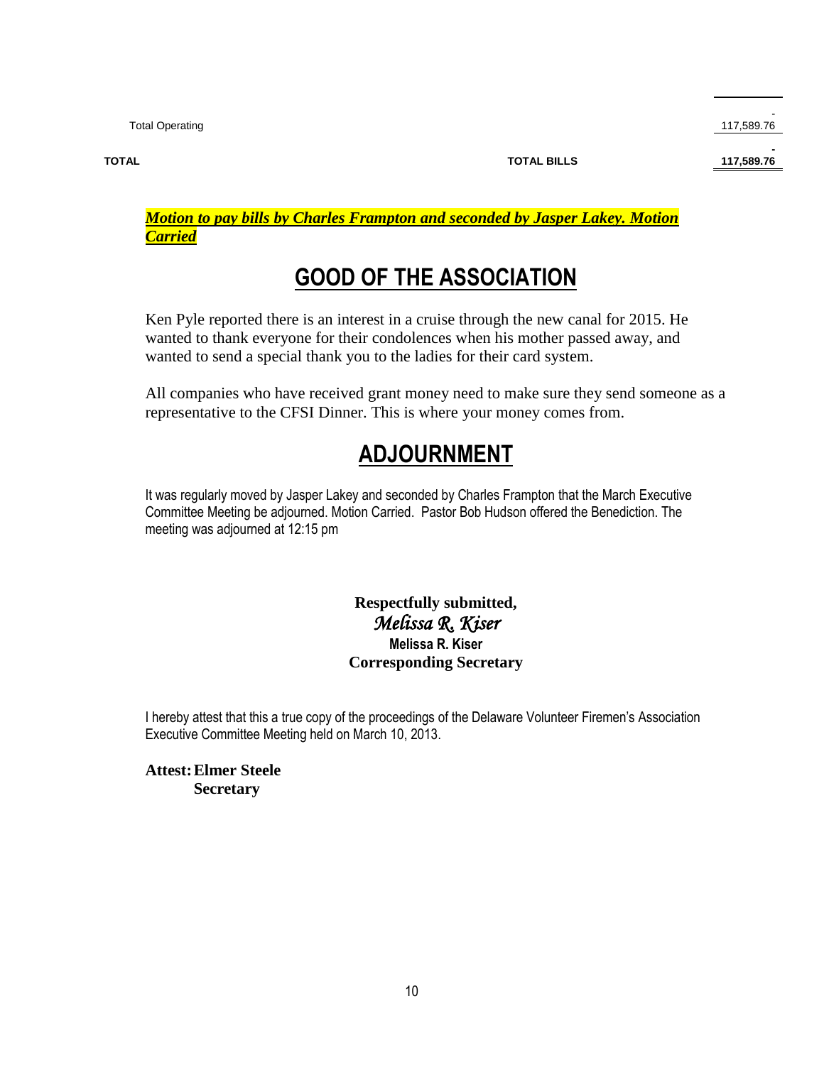| | | |
|---|---|---|
| Total Operating | | 117,589.76 |
| **TOTAL** | **TOTAL BILLS** | **117,589.76** |

***Motion to pay bills by Charles Frampton and seconded by Jasper Lakey. Motion Carried***

# GOOD OF THE ASSOCIATION

Ken Pyle reported there is an interest in a cruise through the new canal for 2015. He wanted to thank everyone for their condolences when his mother passed away, and wanted to send a special thank you to the ladies for their card system.

All companies who have received grant money need to make sure they send someone as a representative to the CFSI Dinner. This is where your money comes from.

# ADJOURNMENT

It was regularly moved by Jasper Lakey and seconded by Charles Frampton that the March Executive Committee Meeting be adjourned. Motion Carried. Pastor Bob Hudson offered the Benediction. The meeting was adjourned at 12:15 pm

**Respectfully submitted,**
*Melissa R. Kiser*
**Melissa R. Kiser**
**Corresponding Secretary**

I hereby attest that this a true copy of the proceedings of the Delaware Volunteer Firemen's Association Executive Committee Meeting held on March 10, 2013.

**Attest: Elmer Steele**
**Secretary**